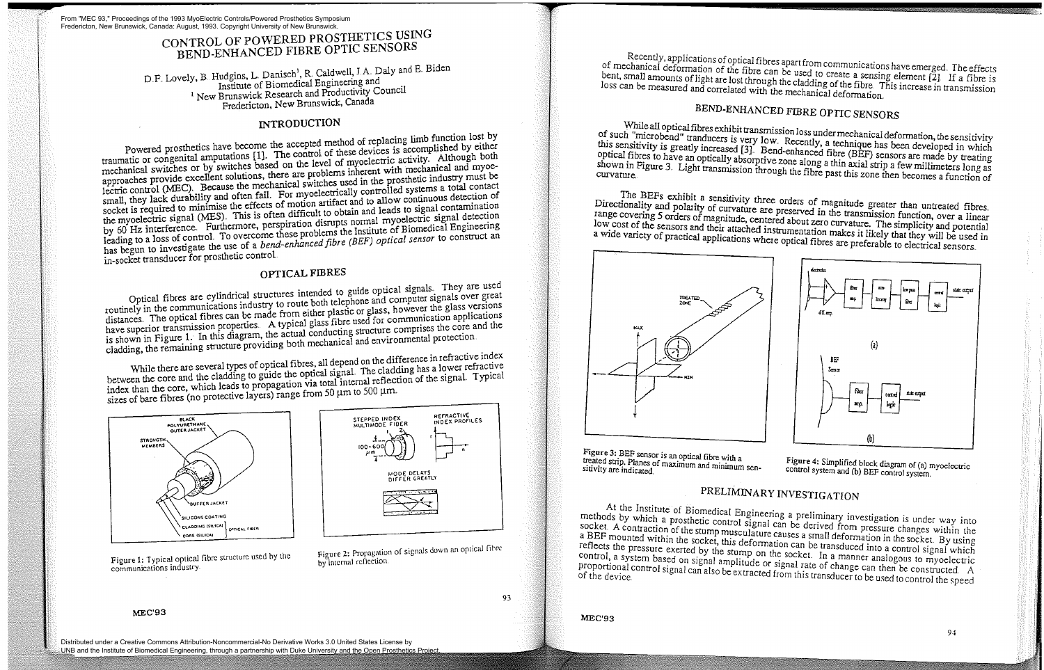From "MEC 93," Proceedings of the 1993 MyoElectric Controls/Powered Prosthetics Symposium Fredericton, New Brunswick, Canada: August, 1993. Copyright University of New Brunswick.

# CONTROL OF POWERED PROSTHETICS USING BEND-ENHANCED FIBRE OPTIC SENSORS

D.F. Lovely, B. Hudgins, L. Danisch[1], R. Caldwell, J.A. Daly and E. Biden
Institute of Biomedical Engineering and
[1] New Brunswick Research and Productivity Council
Fredericton, New Brunswick, Canada

## INTRODUCTION

Powered prosthetics have become the accepted method of replacing limb function lost by traumatic or congenital amputations [1]. The control of these devices is accomplished by either mechanical switches or by switches based on the level of myoelectric activity. Although both approaches provide excellent solutions, there are problems inherent with mechanical and myoelectric control (MEC). Because the mechanical switches used in the prosthetic industry must be small, they lack durability and often fail. For myoelectrically controlled systems a total contact socket is required to minimise the effects of motion artifact and to allow continuous detection of the myoelectric signal (MES). This is often difficult to obtain and leads to signal contamination by 60 Hz interference. Furthermore, perspiration disrupts normal myoelectric signal detection leading to a loss of control. To overcome these problems the Institute of Biomedical Engineering has begun to investigate the use of a *bend-enhanced fibre (BEF) optical sensor* to construct an in-socket transducer for prosthetic control.

## OPTICAL FIBRES

Optical fibres are cylindrical structures intended to guide optical signals. They are used routinely in the communications industry to route both telephone and computer signals over great distances. The optical fibres can be made from either plastic or glass, however the glass versions have superior transmission properties. A typical glass fibre used for communication applications is shown in Figure 1. In this diagram, the actual conducting structure comprises the core and the cladding, the remaining structure providing both mechanical and environmental protection.

While there are several types of optical fibres, all depend on the difference in refractive index between the core and the cladding to guide the optical signal. The cladding has a lower refractive index than the core, which leads to propagation via total internal reflection of the signal. Typical sizes of bare fibres (no protective layers) range from 50 μm to 500 μm.

Figure 1: Typical optical fibre structure used by the communications industry.

Figure 2: Propagation of signals down an optical fibre by internal reflection.

Recently, applications of optical fibres apart from communications have emerged. The effects of mechanical deformation of the fibre can be used to create a sensing element [2]. If a fibre is bent, small amounts of light are lost through the cladding of the fibre. This increase in transmission loss can be measured and correlated with the mechanical deformation.

## BEND-ENHANCED FIBRE OPTIC SENSORS

While all optical fibres exhibit transmission loss under mechanical deformation, the sensitivity of such "microbend" tranducers is very low. Recently, a technique has been developed in which this sensitivity is greatly increased [3]. Bend-enhanced fibre (BEF) sensors are made by treating optical fibres to have an optically absorptive zone along a thin axial strip a few millimeters long as shown in Figure 3. Light transmission through the fibre past this zone then becomes a function of curvature.

The BEFs exhibit a sensitivity three orders of magnitude greater than untreated fibres. Directionality and polarity of curvature are preserved in the transmission function, over a linear range covering 5 orders of magnitude, centered about zero curvature. The simplicity and potential low cost of the sensors and their attached instrumentation makes it likely that they will be used in a wide variety of practical applications where optical fibres are preferable to electrical sensors.

Figure 3: BEF sensor is an optical fibre with a treated strip. Planes of maximum and minimum sensitivity are indicated.

Figure 4: Simplified block diagram of (a) myoelectric control system and (b) BEF control system.

## PRELIMINARY INVESTIGATION

At the Institute of Biomedical Engineering a preliminary investigation is under way into methods by which a prosthetic control signal can be derived from pressure changes within the socket. A contraction of the stump musculature causes a small deformation in the socket. By using a BEF mounted within the socket, this deformation can be transduced into a control signal which reflects the pressure exerted by the stump on the socket. In a manner analogous to myoelectric control, a system based on signal amplitude or signal rate of change can then be constructed. A proportional control signal can also be extracted from this transducer to be used to control the speed of the device.

Distributed under a Creative Commons Attribution-Noncommercial-No Derivative Works 3.0 United States License by UNB and the Institute of Biomedical Engineering, through a partnership with Duke University and the Open Prosthetics Project.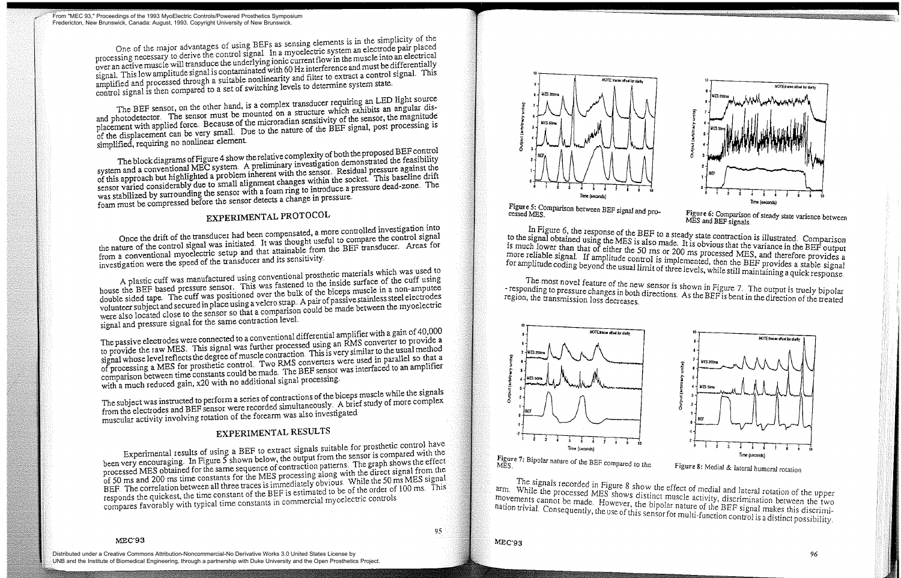One of the major advantages of using BEFs as sensing elements is in the simplicity of the processing necessary to derive the control signal. In a myoelectric system an electrode pair placed over an active muscle will transduce the underlying ionic current flow in the muscle into an electrical signal. This low amplitude signal is contaminated with 60 Hz interference and must be differentially amplified and processed through a suitable nonlinearity and filter to extract a control signal. This control signal is then compared to a set of switching levels to determine system state.

The BEF sensor, on the other hand, is a complex transducer requiring an LED light source and photodetector. The sensor must be mounted on a structure which exhibits an angular displacement with applied force. Because of the microradian sensitivity of the sensor, the magnitude of the displacement can be very small. Due to the nature of the BEF signal, post processing is simplified, requiring no nonlinear element.

The block diagrams of Figure 4 show the relative complexity of both the proposed BEF control system and a conventional MEC system. A preliminary investigation demonstrated the feasibility of this approach but highlighted a problem inherent with the sensor. Residual pressure against the sensor varied considerably due to small alignment changes within the socket. This baseline drift was stabilized by surrounding the sensor with a foam ring to introduce a pressure dead-zone. The foam must be compressed before the sensor detects a change in pressure.

## EXPERIMENTAL PROTOCOL

Once the drift of the transducer had been compensated, a more controlled investigation into the nature of the control signal was initiated. It was thought useful to compare the control signal from a conventional myoelectric setup and that attainable from the BEF transducer. Areas for investigation were the speed of the transducer and its sensitivity.

A plastic cuff was manufactured using conventional prosthetic materials which was used to house the BEF based pressure sensor. This was fastened to the inside surface of the cuff using double sided tape. The cuff was positioned over the bulk of the biceps muscle in a non-amputee volunteer subject and secured in place using a velcro strap. A pair of passive stainless steel electrodes were also located close to the sensor so that a comparison could be made between the myoelectric signal and pressure signal for the same contraction level.

The passive electrodes were connected to a conventional differential amplifier with a gain of 40,000 to provide the raw MES. This signal was further processed using an RMS converter to provide a signal whose level reflects the degree of muscle contraction. This is very similar to the usual method of processing a MES for prosthetic control. Two RMS converters were used in parallel so that a comparison between time constants could be made. The BEF sensor was interfaced to an amplifier with a much reduced gain, x20 with no additional signal processing.

The subject was instructed to perform a series of contractions of the biceps muscle while the signals from the electrodes and BEF sensor were recorded simultaneously. A brief study of more complex muscular activity involving rotation of the forearm was also investigated.

## EXPERIMENTAL RESULTS

Experimental results of using a BEF to extract signals suitable for prosthetic control have been very encouraging. In Figure 5 shown below, the output from the sensor is compared with the processed MES obtained for the same sequence of contraction patterns. The graph shows the effect of 50 ms and 200 ms time constants for the MES processing along with the direct signal from the BEF. The correlation between all three traces is immediately obvious. While the 50 ms MES signal responds the quickest, the time constant of the BEF is estimated to be of the order of 100 ms. This compares favorably with typical time constants in commercial myoelectric controls.

Figure 5: Comparison between BEF signal and processed MES.

Figure 6: Comparison of steady state varience between MES and BEF signals.

In Figure 6, the response of the BEF to a steady state contraction is illustrated. Comparison to the signal obtained using the MES is also made. It is obvious that the variance in the BEF output is much lower than that of either the 50 ms or 200 ms processed MES, and therefore provides a more reliable signal. If amplitude control is implemented, then the BEF provides a stable signal for amplitude coding beyond the usual limit of three levels, while still maintaining a quick response.

The most novel feature of the new sensor is shown in Figure 7. The output is truely bipolar - responding to pressure changes in both directions. As the BEF is bent in the direction of the treated region, the transmission loss decreases.

Figure 7: Bipolar nature of the BEF compared to the MES.

Figure 8: Medial & lateral humeral rotation

The signals recorded in Figure 8 show the effect of medial and lateral rotation of the upper arm. While the processed MES shows distinct muscle activity, discrimination between the two movements cannot be made. However, the bipolar nature of the BEF signal makes this discrimination trivial. Consequently, the use of this sensor for multi-function control is a distinct possibility.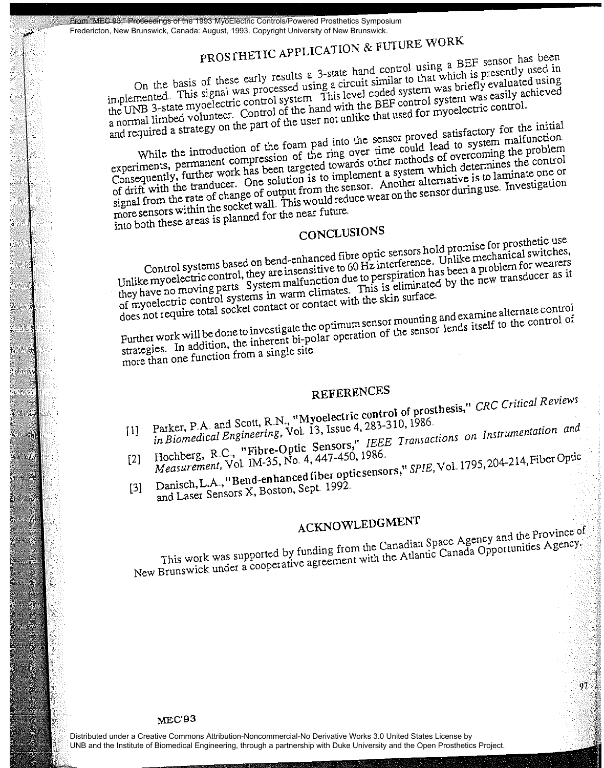## PROSTHETIC APPLICATION & FUTURE WORK

On the basis of these early results a 3-state hand control using a BEF sensor has been implemented. This signal was processed using a circuit similar to that which is presently used in the UNB 3-state myoelectric control system. This level coded system was briefly evaluated using a normal limbed volunteer. Control of the hand with the BEF control system was easily achieved and required a strategy on the part of the user not unlike that used for myoelectric control.

While the introduction of the foam pad into the sensor proved satisfactory for the initial experiments, permanent compression of the ring over time could lead to system malfunction. Consequently, further work has been targeted towards other methods of overcoming the problem of drift with the tranducer. One solution is to implement a system which determines the control signal from the rate of change of output from the sensor. Another alternative is to laminate one or more sensors within the socket wall. This would reduce wear on the sensor during use. Investigation into both these areas is planned for the near future.

## CONCLUSIONS

Control systems based on bend-enhanced fibre optic sensors hold promise for prosthetic use. Unlike myoelectric control, they are insensitive to 60 Hz interference. Unlike mechanical switches, they have no moving parts. System malfunction due to perspiration has been a problem for wearers of myoelectric control systems in warm climates. This is eliminated by the new transducer as it does not require total socket contact or contact with the skin surface.

Further work will be done to investigate the optimum sensor mounting and examine alternate control strategies. In addition, the inherent bi-polar operation of the sensor lends itself to the control of more than one function from a single site.

## REFERENCES

[1] Parker, P.A. and Scott, R.N., **"Myoelectric control of prosthesis,"** *CRC Critical Reviews in Biomedical Engineering*, Vol. 13, Issue 4, 283-310, 1986.

[2] Hochberg, R.C., **"Fibre-Optic Sensors,"** *IEEE Transactions on Instrumentation and Measurement*, Vol. IM-35, No. 4, 447-450, 1986.

[3] Danisch, L.A., **"Bend-enhanced fiber optic sensors,"** *SPIE*, Vol. 1795, 204-214, Fiber Optic and Laser Sensors X, Boston, Sept. 1992.

## ACKNOWLEDGMENT

This work was supported by funding from the Canadian Space Agency and the Province of New Brunswick under a cooperative agreement with the Atlantic Canada Opportunities Agency.